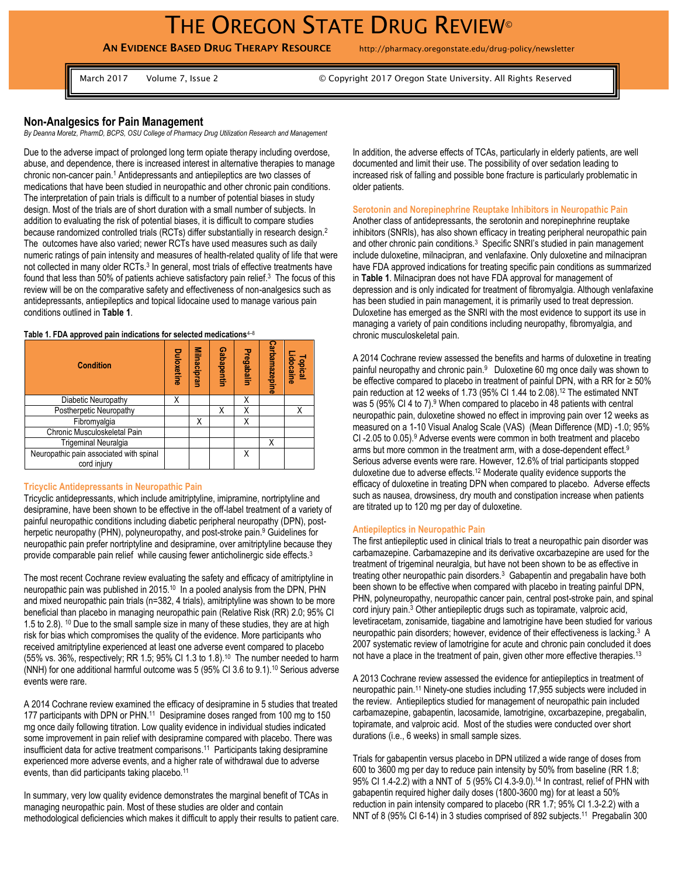# THE OREGON STATE DRUG REVIEW©

**AN EVIDENCE BASED DRUG THERAPY RESOURCE** http://pharmacy.oregonstate.edu/drug-policy/newsletter

March 2017 Volume 7, Issue 2 © Copyright 2017 Oregon State University. All Rights Reserved

## Non-Analgesics for Pain Management

*By Deanna Moretz, PharmD, BCPS, OSU College of Pharmacy Drug Utilization Research and Management*

Due to the adverse impact of prolonged long term opiate therapy including overdose, abuse, and dependence, there is increased interest in alternative therapies to manage chronic non-cancer pain.[1] Antidepressants and antiepileptics are two classes of medications that have been studied in neuropathic and other chronic pain conditions. The interpretation of pain trials is difficult to a number of potential biases in study design. Most of the trials are of short duration with a small number of subjects. In addition to evaluating the risk of potential biases, it is difficult to compare studies because randomized controlled trials (RCTs) differ substantially in research design.[2] The outcomes have also varied; newer RCTs have used measures such as daily numeric ratings of pain intensity and measures of health-related quality of life that were not collected in many older RCTs.[3] In general, most trials of effective treatments have found that less than 50% of patients achieve satisfactory pain relief.[3] The focus of this review will be on the comparative safety and effectiveness of non-analgesics such as antidepressants, antiepileptics and topical lidocaine used to manage various pain conditions outlined in **Table 1**.

**Table 1. FDA approved pain indications for selected medications**[4–8]

| Condition | Duloxetine | Milnacipran | Gabapentin | Pregabalin | Carbamazepine | Topical Lidocaine |
|---|---|---|---|---|---|---|
| Diabetic Neuropathy | X | | | X | | |
| Postherpetic Neuropathy | | | X | X | | X |
| Fibromyalgia | | X | | X | | |
| Chronic Musculoskeletal Pain | | | | | | |
| Trigeminal Neuralgia | | | | | X | |
| Neuropathic pain associated with spinal cord injury | | | | X | | |

### Tricyclic Antidepressants in Neuropathic Pain

Tricyclic antidepressants, which include amitriptyline, imipramine, nortriptyline and desipramine, have been shown to be effective in the off-label treatment of a variety of painful neuropathic conditions including diabetic peripheral neuropathy (DPN), post-herpetic neuropathy (PHN), polyneuropathy, and post-stroke pain.[9] Guidelines for neuropathic pain prefer nortriptyline and desipramine, over amitriptyline because they provide comparable pain relief while causing fewer anticholinergic side effects.[3]

The most recent Cochrane review evaluating the safety and efficacy of amitriptyline in neuropathic pain was published in 2015.[10] In a pooled analysis from the DPN, PHN and mixed neuropathic pain trials (n=382, 4 trials), amitriptyline was shown to be more beneficial than placebo in managing neuropathic pain (Relative Risk (RR) 2.0; 95% CI 1.5 to 2.8).[10] Due to the small sample size in many of these studies, they are at high risk for bias which compromises the quality of the evidence. More participants who received amitriptyline experienced at least one adverse event compared to placebo (55% vs. 36%, respectively; RR 1.5; 95% CI 1.3 to 1.8).[10] The number needed to harm (NNH) for one additional harmful outcome was 5 (95% CI 3.6 to 9.1).[10] Serious adverse events were rare.

A 2014 Cochrane review examined the efficacy of desipramine in 5 studies that treated 177 participants with DPN or PHN.[11] Desipramine doses ranged from 100 mg to 150 mg once daily following titration. Low quality evidence in individual studies indicated some improvement in pain relief with desipramine compared with placebo. There was insufficient data for active treatment comparisons.[11] Participants taking desipramine experienced more adverse events, and a higher rate of withdrawal due to adverse events, than did participants taking placebo.[11]

In summary, very low quality evidence demonstrates the marginal benefit of TCAs in managing neuropathic pain. Most of these studies are older and contain methodological deficiencies which makes it difficult to apply their results to patient care. In addition, the adverse effects of TCAs, particularly in elderly patients, are well documented and limit their use. The possibility of over sedation leading to increased risk of falling and possible bone fracture is particularly problematic in older patients.

### Serotonin and Norepinephrine Reuptake Inhibitors in Neuropathic Pain

Another class of antidepressants, the serotonin and norepinephrine reuptake inhibitors (SNRIs), has also shown efficacy in treating peripheral neuropathic pain and other chronic pain conditions.[3] Specific SNRI's studied in pain management include duloxetine, milnacipran, and venlafaxine. Only duloxetine and milnacipran have FDA approved indications for treating specific pain conditions as summarized in **Table 1**. Milnacipran does not have FDA approval for management of depression and is only indicated for treatment of fibromyalgia. Although venlafaxine has been studied in pain management, it is primarily used to treat depression. Duloxetine has emerged as the SNRI with the most evidence to support its use in managing a variety of pain conditions including neuropathy, fibromyalgia, and chronic musculoskeletal pain.

A 2014 Cochrane review assessed the benefits and harms of duloxetine in treating painful neuropathy and chronic pain.[9] Duloxetine 60 mg once daily was shown to be effective compared to placebo in treatment of painful DPN, with a RR for ≥ 50% pain reduction at 12 weeks of 1.73 (95% CI 1.44 to 2.08).[12] The estimated NNT was 5 (95% CI 4 to 7).[9] When compared to placebo in 48 patients with central neuropathic pain, duloxetine showed no effect in improving pain over 12 weeks as measured on a 1-10 Visual Analog Scale (VAS) (Mean Difference (MD) -1.0; 95% CI -2.05 to 0.05).[9] Adverse events were common in both treatment and placebo arms but more common in the treatment arm, with a dose-dependent effect.[9] Serious adverse events were rare. However, 12.6% of trial participants stopped duloxetine due to adverse effects.[12] Moderate quality evidence supports the efficacy of duloxetine in treating DPN when compared to placebo. Adverse effects such as nausea, drowsiness, dry mouth and constipation increase when patients are titrated up to 120 mg per day of duloxetine.

### Antiepileptics in Neuropathic Pain

The first antiepileptic used in clinical trials to treat a neuropathic pain disorder was carbamazepine. Carbamazepine and its derivative oxcarbazepine are used for the treatment of trigeminal neuralgia, but have not been shown to be as effective in treating other neuropathic pain disorders.[3] Gabapentin and pregabalin have both been shown to be effective when compared with placebo in treating painful DPN, PHN, polyneuropathy, neuropathic cancer pain, central post-stroke pain, and spinal cord injury pain.[3] Other antiepileptic drugs such as topiramate, valproic acid, levetiracetam, zonisamide, tiagabine and lamotrigine have been studied for various neuropathic pain disorders; however, evidence of their effectiveness is lacking.[3] A 2007 systematic review of lamotrigine for acute and chronic pain concluded it does not have a place in the treatment of pain, given other more effective therapies.[13]

A 2013 Cochrane review assessed the evidence for antiepileptics in treatment of neuropathic pain.[11] Ninety-one studies including 17,955 subjects were included in the review. Antiepileptics studied for management of neuropathic pain included carbamazepine, gabapentin, lacosamide, lamotrigine, oxcarbazepine, pregabalin, topiramate, and valproic acid. Most of the studies were conducted over short durations (i.e., 6 weeks) in small sample sizes.

Trials for gabapentin versus placebo in DPN utilized a wide range of doses from 600 to 3600 mg per day to reduce pain intensity by 50% from baseline (RR 1.8; 95% CI 1.4-2.2) with a NNT of 5 (95% CI 4.3-9.0).[14] In contrast, relief of PHN with gabapentin required higher daily doses (1800-3600 mg) for at least a 50% reduction in pain intensity compared to placebo (RR 1.7; 95% CI 1.3-2.2) with a NNT of 8 (95% CI 6-14) in 3 studies comprised of 892 subjects.[11] Pregabalin 300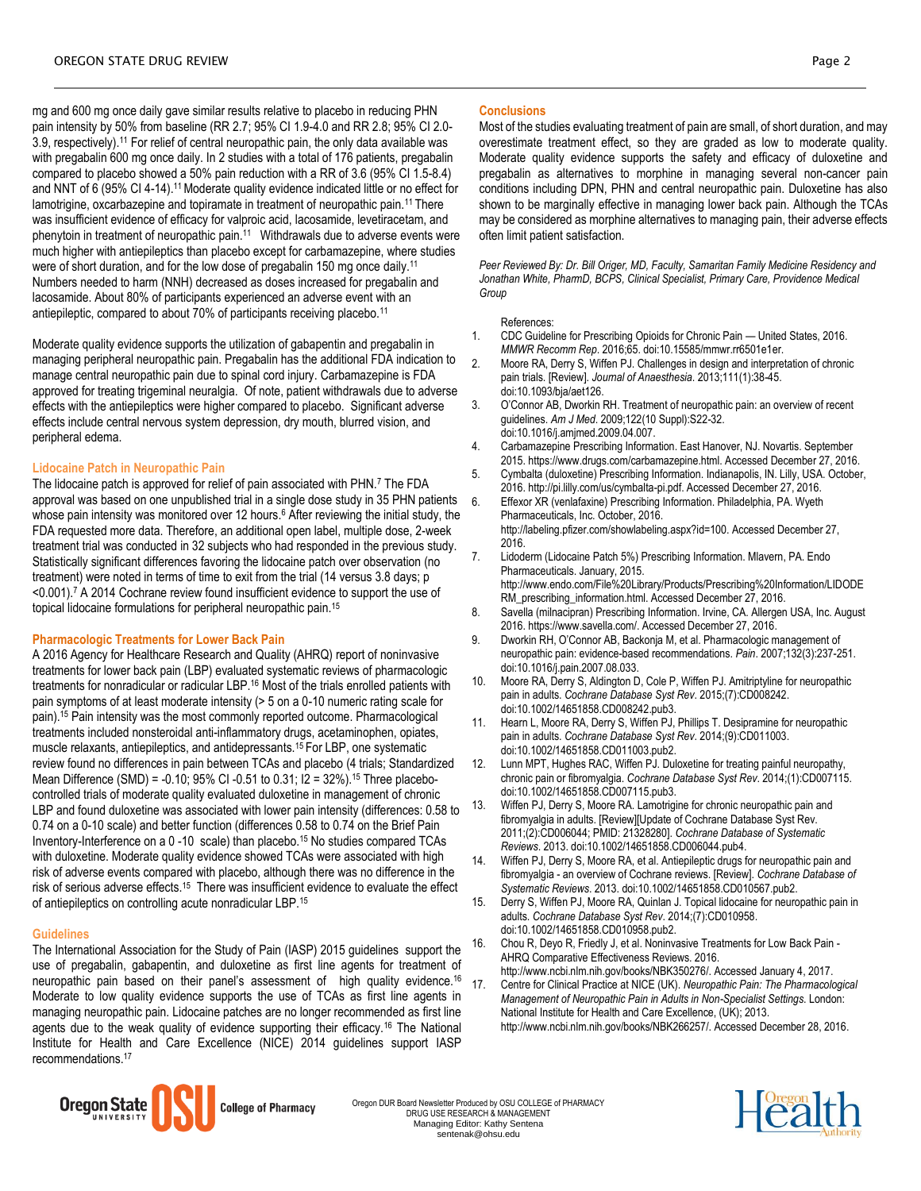mg and 600 mg once daily gave similar results relative to placebo in reducing PHN pain intensity by 50% from baseline (RR 2.7; 95% CI 1.9-4.0 and RR 2.8; 95% CI 2.0-3.9, respectively).[11] For relief of central neuropathic pain, the only data available was with pregabalin 600 mg once daily. In 2 studies with a total of 176 patients, pregabalin compared to placebo showed a 50% pain reduction with a RR of 3.6 (95% CI 1.5-8.4) and NNT of 6 (95% CI 4-14).[11] Moderate quality evidence indicated little or no effect for lamotrigine, oxcarbazepine and topiramate in treatment of neuropathic pain.[11] There was insufficient evidence of efficacy for valproic acid, lacosamide, levetiracetam, and phenytoin in treatment of neuropathic pain.[11] Withdrawals due to adverse events were much higher with antiepileptics than placebo except for carbamazepine, where studies were of short duration, and for the low dose of pregabalin 150 mg once daily.[11] Numbers needed to harm (NNH) decreased as doses increased for pregabalin and lacosamide. About 80% of participants experienced an adverse event with an antiepileptic, compared to about 70% of participants receiving placebo.[11]

Moderate quality evidence supports the utilization of gabapentin and pregabalin in managing peripheral neuropathic pain. Pregabalin has the additional FDA indication to manage central neuropathic pain due to spinal cord injury. Carbamazepine is FDA approved for treating trigeminal neuralgia. Of note, patient withdrawals due to adverse effects with the antiepileptics were higher compared to placebo. Significant adverse effects include central nervous system depression, dry mouth, blurred vision, and peripheral edema.

## Lidocaine Patch in Neuropathic Pain

The lidocaine patch is approved for relief of pain associated with PHN.[7] The FDA approval was based on one unpublished trial in a single dose study in 35 PHN patients whose pain intensity was monitored over 12 hours.[6] After reviewing the initial study, the FDA requested more data. Therefore, an additional open label, multiple dose, 2-week treatment trial was conducted in 32 subjects who had responded in the previous study. Statistically significant differences favoring the lidocaine patch over observation (no treatment) were noted in terms of time to exit from the trial (14 versus 3.8 days; p <0.001).[7] A 2014 Cochrane review found insufficient evidence to support the use of topical lidocaine formulations for peripheral neuropathic pain.[15]

## Pharmacologic Treatments for Lower Back Pain

A 2016 Agency for Healthcare Research and Quality (AHRQ) report of noninvasive treatments for lower back pain (LBP) evaluated systematic reviews of pharmacologic treatments for nonradicular or radicular LBP.[16] Most of the trials enrolled patients with pain symptoms of at least moderate intensity (> 5 on a 0-10 numeric rating scale for pain).[15] Pain intensity was the most commonly reported outcome. Pharmacological treatments included nonsteroidal anti-inflammatory drugs, acetaminophen, opiates, muscle relaxants, antiepileptics, and antidepressants.[15] For LBP, one systematic review found no differences in pain between TCAs and placebo (4 trials; Standardized Mean Difference (SMD) = -0.10; 95% CI -0.51 to 0.31; $I^2$ = 32%).[15] Three placebo-controlled trials of moderate quality evaluated duloxetine in management of chronic LBP and found duloxetine was associated with lower pain intensity (differences: 0.58 to 0.74 on a 0-10 scale) and better function (differences 0.58 to 0.74 on the Brief Pain Inventory-Interference on a 0 -10 scale) than placebo.[15] No studies compared TCAs with duloxetine. Moderate quality evidence showed TCAs were associated with high risk of adverse events compared with placebo, although there was no difference in the risk of serious adverse effects.[15] There was insufficient evidence to evaluate the effect of antiepileptics on controlling acute nonradicular LBP.[15]

## Guidelines

The International Association for the Study of Pain (IASP) 2015 guidelines support the use of pregabalin, gabapentin, and duloxetine as first line agents for treatment of neuropathic pain based on their panel's assessment of high quality evidence.[16] Moderate to low quality evidence supports the use of TCAs as first line agents in managing neuropathic pain. Lidocaine patches are no longer recommended as first line agents due to the weak quality of evidence supporting their efficacy.[16] The National Institute for Health and Care Excellence (NICE) 2014 guidelines support IASP recommendations.[17]

## Conclusions

Most of the studies evaluating treatment of pain are small, of short duration, and may overestimate treatment effect, so they are graded as low to moderate quality. Moderate quality evidence supports the safety and efficacy of duloxetine and pregabalin as alternatives to morphine in managing several non-cancer pain conditions including DPN, PHN and central neuropathic pain. Duloxetine has also shown to be marginally effective in managing lower back pain. Although the TCAs may be considered as morphine alternatives to managing pain, their adverse effects often limit patient satisfaction.

*Peer Reviewed By: Dr. Bill Origer, MD, Faculty, Samaritan Family Medicine Residency and Jonathan White, PharmD, BCPS, Clinical Specialist, Primary Care, Providence Medical Group*

References:

1. CDC Guideline for Prescribing Opioids for Chronic Pain — United States, 2016. *MMWR Recomm Rep*. 2016;65. doi:10.15585/mmwr.rr6501e1er.
2. Moore RA, Derry S, Wiffen PJ. Challenges in design and interpretation of chronic pain trials. [Review]. *Journal of Anaesthesia*. 2013;111(1):38-45. doi:10.1093/bja/aet126.
3. O'Connor AB, Dworkin RH. Treatment of neuropathic pain: an overview of recent guidelines. *Am J Med*. 2009;122(10 Suppl):S22-32. doi:10.1016/j.amjmed.2009.04.007.
4. Carbamazepine Prescribing Information. East Hanover, NJ. Novartis. September 2015. https://www.drugs.com/carbamazepine.html. Accessed December 27, 2016.
5. Cymbalta (duloxetine) Prescribing Information. Indianapolis, IN. Lilly, USA. October, 2016. http://pi.lilly.com/us/cymbalta-pi.pdf. Accessed December 27, 2016.
6. Effexor XR (venlafaxine) Prescribing Information. Philadelphia, PA. Wyeth Pharmaceuticals, Inc. October, 2016. http://labeling.pfizer.com/showlabeling.aspx?id=100. Accessed December 27, 2016.
7. Lidoderm (Lidocaine Patch 5%) Prescribing Information. Mlavern, PA. Endo Pharmaceuticals. January, 2015. http://www.endo.com/File%20Library/Products/Prescribing%20Information/LIDODERM_prescribing_information.html. Accessed December 27, 2016.
8. Savella (milnacipran) Prescribing Information. Irvine, CA. Allergen USA, Inc. August 2016. https://www.savella.com/. Accessed December 27, 2016.
9. Dworkin RH, O'Connor AB, Backonja M, et al. Pharmacologic management of neuropathic pain: evidence-based recommendations. *Pain*. 2007;132(3):237-251. doi:10.1016/j.pain.2007.08.033.
10. Moore RA, Derry S, Aldington D, Cole P, Wiffen PJ. Amitriptyline for neuropathic pain in adults. *Cochrane Database Syst Rev*. 2015;(7):CD008242. doi:10.1002/14651858.CD008242.pub3.
11. Hearn L, Moore RA, Derry S, Wiffen PJ, Phillips T. Desipramine for neuropathic pain in adults. *Cochrane Database Syst Rev*. 2014;(9):CD011003. doi:10.1002/14651858.CD011003.pub2.
12. Lunn MPT, Hughes RAC, Wiffen PJ. Duloxetine for treating painful neuropathy, chronic pain or fibromyalgia. *Cochrane Database Syst Rev*. 2014;(1):CD007115. doi:10.1002/14651858.CD007115.pub3.
13. Wiffen PJ, Derry S, Moore RA. Lamotrigine for chronic neuropathic pain and fibromyalgia in adults. [Review][Update of Cochrane Database Syst Rev. 2011;(2):CD006044; PMID: 21328280]. *Cochrane Database of Systematic Reviews*. 2013. doi:10.1002/14651858.CD006044.pub4.
14. Wiffen PJ, Derry S, Moore RA, et al. Antiepileptic drugs for neuropathic pain and fibromyalgia - an overview of Cochrane reviews. [Review]. *Cochrane Database of Systematic Reviews*. 2013. doi:10.1002/14651858.CD010567.pub2.
15. Derry S, Wiffen PJ, Moore RA, Quinlan J. Topical lidocaine for neuropathic pain in adults. *Cochrane Database Syst Rev*. 2014;(7):CD010958. doi:10.1002/14651858.CD010958.pub2.
16. Chou R, Deyo R, Friedly J, et al. Noninvasive Treatments for Low Back Pain - AHRQ Comparative Effectiveness Reviews. 2016. http://www.ncbi.nlm.nih.gov/books/NBK350276/. Accessed January 4, 2017.
17. Centre for Clinical Practice at NICE (UK). *Neuropathic Pain: The Pharmacological Management of Neuropathic Pain in Adults in Non-Specialist Settings*. London: National Institute for Health and Care Excellence, (UK); 2013. http://www.ncbi.nlm.nih.gov/books/NBK266257/. Accessed December 28, 2016.

Oregon DUR Board Newsletter Produced by OSU COLLEGE of PHARMACY
DRUG USE RESEARCH & MANAGEMENT
Managing Editor: Kathy Sentena
sentenak@ohsu.edu